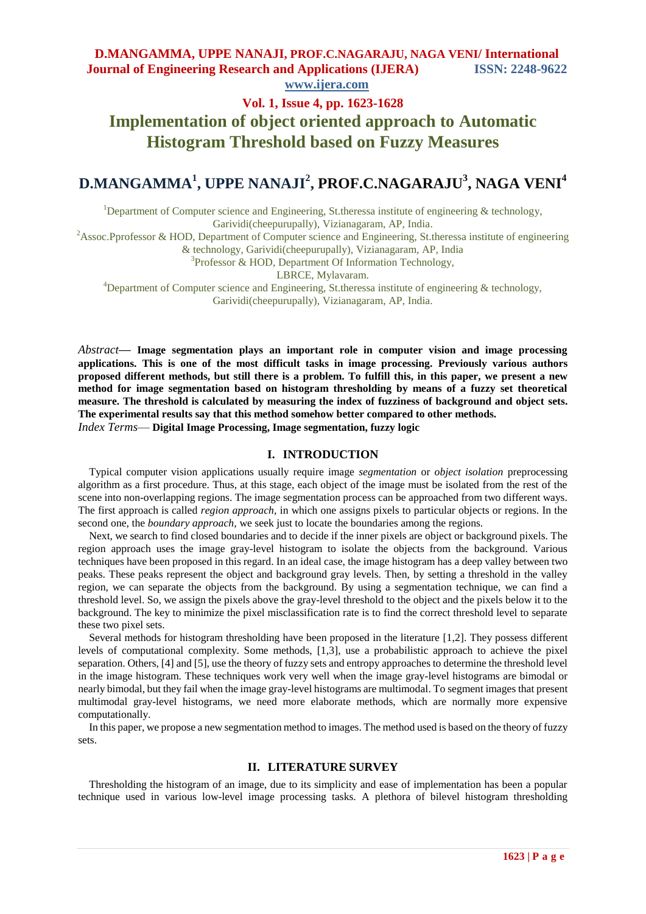# Implementation of object oriented approach to Automatic Histogram Threshold based on Fuzzy Measures

## D.MANGAMMA[1], UPPE NANAJI[2], PROF.C.NAGARAJU[3], NAGA VENI[4]

[1]Department of Computer science and Engineering, St.theressa institute of engineering & technology, Garividi(cheepurupally), Vizianagaram, AP, India.

[2]Assoc.Pprofessor & HOD, Department of Computer science and Engineering, St.theressa institute of engineering & technology, Garividi(cheepurupally), Vizianagaram, AP, India

[3]Professor & HOD, Department Of Information Technology, LBRCE, Mylavaram.

[4]Department of Computer science and Engineering, St.theressa institute of engineering & technology, Garividi(cheepurupally), Vizianagaram, AP, India.

*Abstract*— **Image segmentation plays an important role in computer vision and image processing applications. This is one of the most difficult tasks in image processing. Previously various authors proposed different methods, but still there is a problem. To fulfill this, in this paper, we present a new method for image segmentation based on histogram thresholding by means of a fuzzy set theoretical measure. The threshold is calculated by measuring the index of fuzziness of background and object sets. The experimental results say that this method somehow better compared to other methods.**

*Index Terms*— **Digital Image Processing, Image segmentation, fuzzy logic**

## I. INTRODUCTION

Typical computer vision applications usually require image *segmentation* or *object isolation* preprocessing algorithm as a first procedure. Thus, at this stage, each object of the image must be isolated from the rest of the scene into non-overlapping regions. The image segmentation process can be approached from two different ways. The first approach is called *region approach*, in which one assigns pixels to particular objects or regions. In the second one, the *boundary approach*, we seek just to locate the boundaries among the regions.

Next, we search to find closed boundaries and to decide if the inner pixels are object or background pixels. The region approach uses the image gray-level histogram to isolate the objects from the background. Various techniques have been proposed in this regard. In an ideal case, the image histogram has a deep valley between two peaks. These peaks represent the object and background gray levels. Then, by setting a threshold in the valley region, we can separate the objects from the background. By using a segmentation technique, we can find a threshold level. So, we assign the pixels above the gray-level threshold to the object and the pixels below it to the background. The key to minimize the pixel misclassification rate is to find the correct threshold level to separate these two pixel sets.

Several methods for histogram thresholding have been proposed in the literature [1,2]. They possess different levels of computational complexity. Some methods, [1,3], use a probabilistic approach to achieve the pixel separation. Others, [4] and [5], use the theory of fuzzy sets and entropy approaches to determine the threshold level in the image histogram. These techniques work very well when the image gray-level histograms are bimodal or nearly bimodal, but they fail when the image gray-level histograms are multimodal. To segment images that present multimodal gray-level histograms, we need more elaborate methods, which are normally more expensive computationally.

In this paper, we propose a new segmentation method to images. The method used is based on the theory of fuzzy sets.

## II. LITERATURE SURVEY

Thresholding the histogram of an image, due to its simplicity and ease of implementation has been a popular technique used in various low-level image processing tasks. A plethora of bilevel histogram thresholding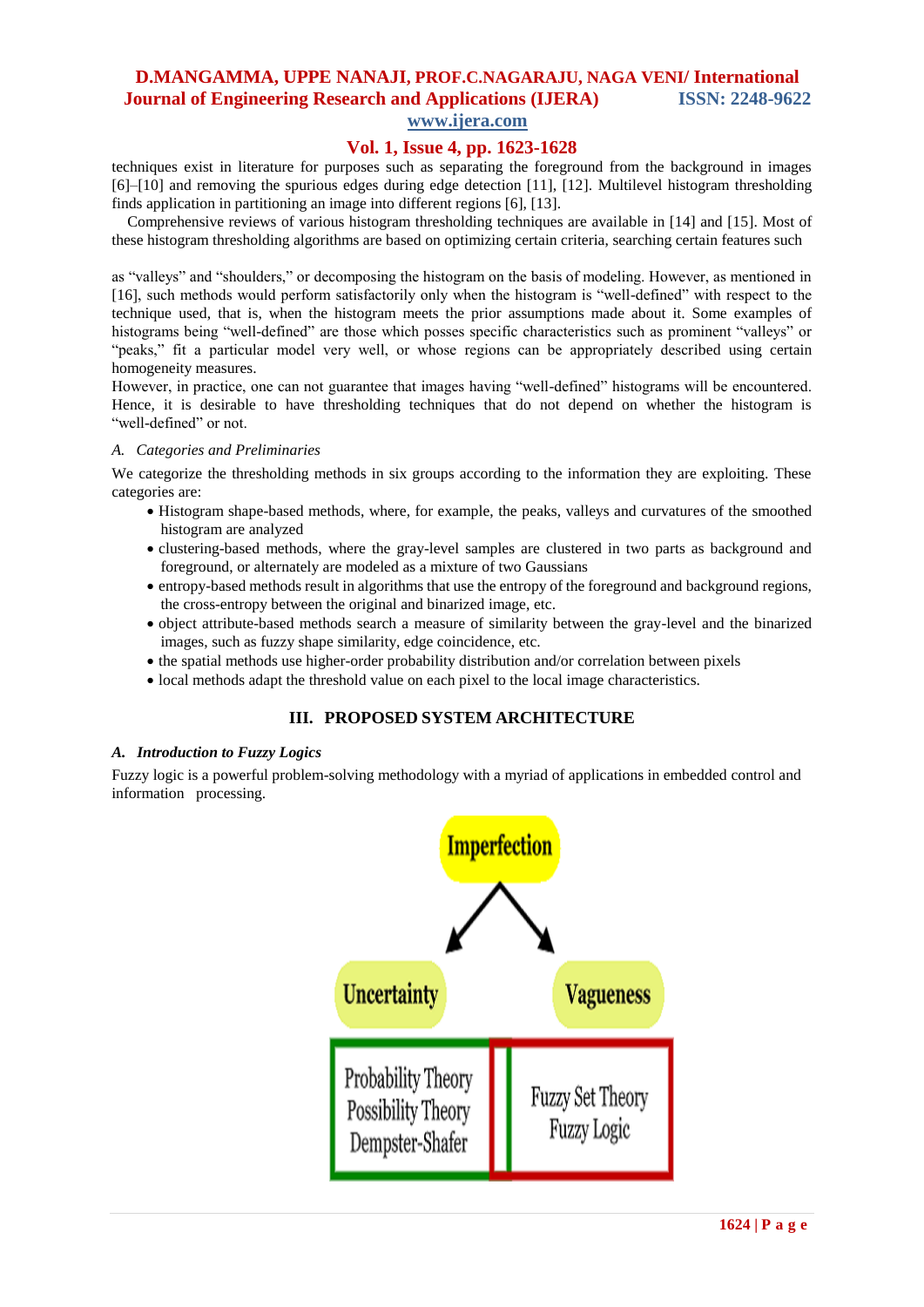techniques exist in literature for purposes such as separating the foreground from the background in images [6]–[10] and removing the spurious edges during edge detection [11], [12]. Multilevel histogram thresholding finds application in partitioning an image into different regions [6], [13].

Comprehensive reviews of various histogram thresholding techniques are available in [14] and [15]. Most of these histogram thresholding algorithms are based on optimizing certain criteria, searching certain features such as "valleys" and "shoulders," or decomposing the histogram on the basis of modeling. However, as mentioned in [16], such methods would perform satisfactorily only when the histogram is "well-defined" with respect to the technique used, that is, when the histogram meets the prior assumptions made about it. Some examples of histograms being "well-defined" are those which posses specific characteristics such as prominent "valleys" or "peaks," fit a particular model very well, or whose regions can be appropriately described using certain homogeneity measures.

However, in practice, one can not guarantee that images having "well-defined" histograms will be encountered. Hence, it is desirable to have thresholding techniques that do not depend on whether the histogram is "well-defined" or not.

*A. Categories and Preliminaries*

We categorize the thresholding methods in six groups according to the information they are exploiting. These categories are:

- Histogram shape-based methods, where, for example, the peaks, valleys and curvatures of the smoothed histogram are analyzed
- clustering-based methods, where the gray-level samples are clustered in two parts as background and foreground, or alternately are modeled as a mixture of two Gaussians
- entropy-based methods result in algorithms that use the entropy of the foreground and background regions, the cross-entropy between the original and binarized image, etc.
- object attribute-based methods search a measure of similarity between the gray-level and the binarized images, such as fuzzy shape similarity, edge coincidence, etc.
- the spatial methods use higher-order probability distribution and/or correlation between pixels
- local methods adapt the threshold value on each pixel to the local image characteristics.

## III. PROPOSED SYSTEM ARCHITECTURE

***A. Introduction to Fuzzy Logics***

Fuzzy logic is a powerful problem-solving methodology with a myriad of applications in embedded control and information processing.

Imperfection

Uncertainty | Vagueness

Probability Theory
Possibility Theory
Dempster-Shafer

Fuzzy Set Theory
Fuzzy Logic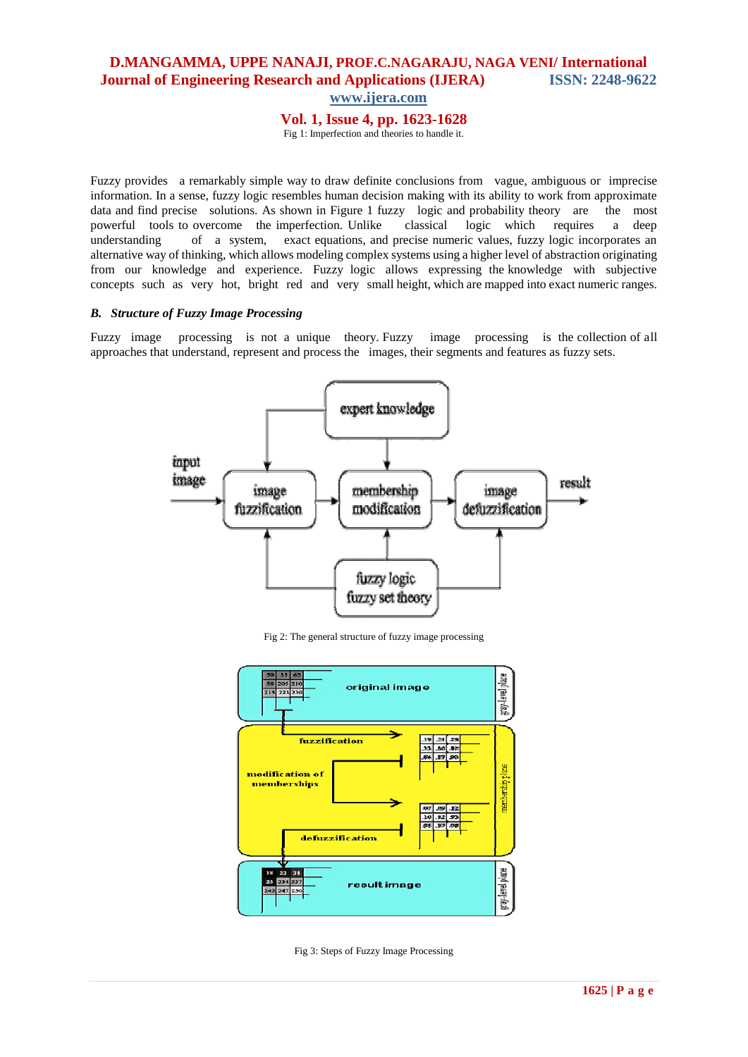Fig 1: Imperfection and theories to handle it.

Fuzzy provides a remarkably simple way to draw definite conclusions from vague, ambiguous or imprecise information. In a sense, fuzzy logic resembles human decision making with its ability to work from approximate data and find precise solutions. As shown in Figure 1 fuzzy logic and probability theory are the most powerful tools to overcome the imperfection. Unlike classical logic which requires a deep understanding of a system, exact equations, and precise numeric values, fuzzy logic incorporates an alternative way of thinking, which allows modeling complex systems using a higher level of abstraction originating from our knowledge and experience. Fuzzy logic allows expressing the knowledge with subjective concepts such as very hot, bright red and very small height, which are mapped into exact numeric ranges.

### *B. Structure of Fuzzy Image Processing*

Fuzzy image processing is not a unique theory. Fuzzy image processing is the collection of all approaches that understand, represent and process the images, their segments and features as fuzzy sets.

Fig 2: The general structure of fuzzy image processing

Fig 3: Steps of Fuzzy Image Processing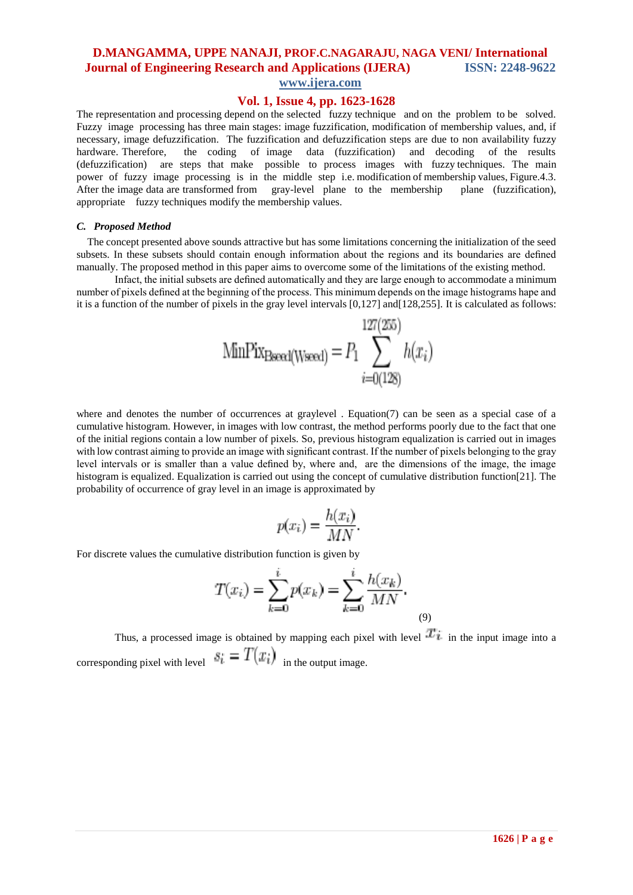The representation and processing depend on the selected fuzzy technique and on the problem to be solved. Fuzzy image processing has three main stages: image fuzzification, modification of membership values, and, if necessary, image defuzzification. The fuzzification and defuzzification steps are due to non availability fuzzy hardware. Therefore, the coding of image data (fuzzification) and decoding of the results (defuzzification) are steps that make possible to process images with fuzzy techniques. The main power of fuzzy image processing is in the middle step i.e. modification of membership values, Figure.4.3. After the image data are transformed from gray-level plane to the membership plane (fuzzification), appropriate fuzzy techniques modify the membership values.

#### *C. Proposed Method*

The concept presented above sounds attractive but has some limitations concerning the initialization of the seed subsets. In these subsets should contain enough information about the regions and its boundaries are defined manually. The proposed method in this paper aims to overcome some of the limitations of the existing method.

Infact, the initial subsets are defined automatically and they are large enough to accommodate a minimum number of pixels defined at the beginning of the process. This minimum depends on the image histograms hape and it is a function of the number of pixels in the gray level intervals [0,127] and[128,255]. It is calculated as follows:

$$\text{MinPix}_{\text{Bseed(Wseed)}} = P_1 \sum_{i=0(128)}^{127(255)} h(x_i)$$

where and denotes the number of occurrences at graylevel . Equation(7) can be seen as a special case of a cumulative histogram. However, in images with low contrast, the method performs poorly due to the fact that one of the initial regions contain a low number of pixels. So, previous histogram equalization is carried out in images with low contrast aiming to provide an image with significant contrast. If the number of pixels belonging to the gray level intervals or is smaller than a value defined by, where and, are the dimensions of the image, the image histogram is equalized. Equalization is carried out using the concept of cumulative distribution function[21]. The probability of occurrence of gray level in an image is approximated by

$$p(x_i) = \frac{h(x_i)}{MN}.$$

For discrete values the cumulative distribution function is given by

$$T(x_i) = \sum_{k=0}^{i} p(x_k) = \sum_{k=0}^{i} \frac{h(x_k)}{MN}. \tag{9}$$

Thus, a processed image is obtained by mapping each pixel with level $x_i$ in the input image into a corresponding pixel with level $s_i = T(x_i)$ in the output image.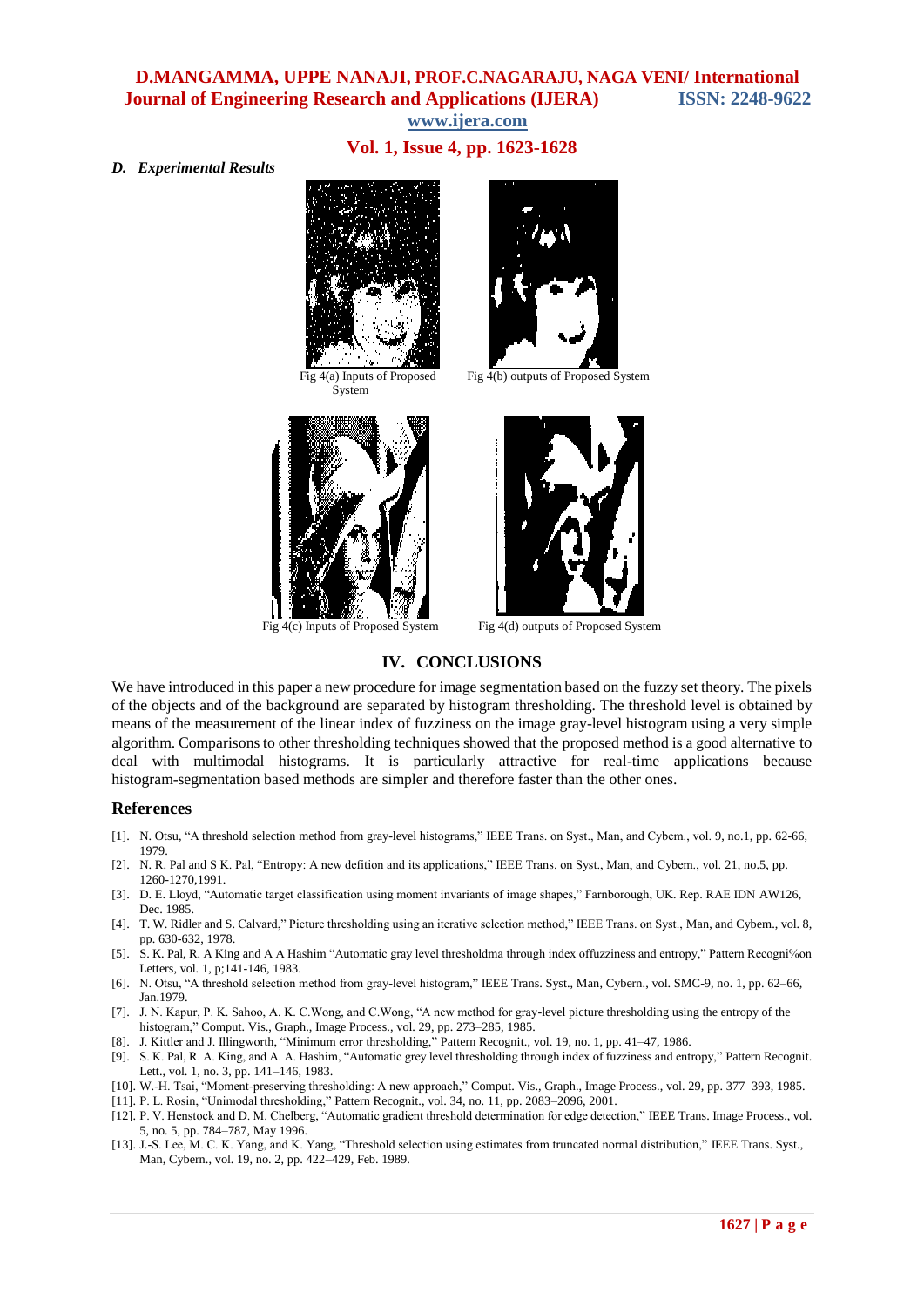*D. Experimental Results*

Fig 4(a) Inputs of Proposed System

Fig 4(b) outputs of Proposed System

Fig 4(c) Inputs of Proposed System

Fig 4(d) outputs of Proposed System

## IV. CONCLUSIONS

We have introduced in this paper a new procedure for image segmentation based on the fuzzy set theory. The pixels of the objects and of the background are separated by histogram thresholding. The threshold level is obtained by means of the measurement of the linear index of fuzziness on the image gray-level histogram using a very simple algorithm. Comparisons to other thresholding techniques showed that the proposed method is a good alternative to deal with multimodal histograms. It is particularly attractive for real-time applications because histogram-segmentation based methods are simpler and therefore faster than the other ones.

## References

- [1]. N. Otsu, "A threshold selection method from gray-level histograms," IEEE Trans. on Syst., Man, and Cybem., vol. 9, no.1, pp. 62-66, 1979.
- [2]. N. R. Pal and S K. Pal, "Entropy: A new defition and its applications," IEEE Trans. on Syst., Man, and Cybem., vol. 21, no.5, pp. 1260-1270,1991.
- [3]. D. E. Lloyd, "Automatic target classification using moment invariants of image shapes," Farnborough, UK. Rep. RAE IDN AW126, Dec. 1985.
- [4]. T. W. Ridler and S. Calvard," Picture thresholding using an iterative selection method," IEEE Trans. on Syst., Man, and Cybem., vol. 8, pp. 630-632, 1978.
- [5]. S. K. Pal, R. A King and A A Hashim "Automatic gray level thresholdma through index offuzziness and entropy," Pattern Recogni%on Letters, vol. 1, p;141-146, 1983.
- [6]. N. Otsu, "A threshold selection method from gray-level histogram," IEEE Trans. Syst., Man, Cybern., vol. SMC-9, no. 1, pp. 62–66, Jan.1979.
- [7]. J. N. Kapur, P. K. Sahoo, A. K. C.Wong, and C.Wong, "A new method for gray-level picture thresholding using the entropy of the histogram," Comput. Vis., Graph., Image Process., vol. 29, pp. 273–285, 1985.
- [8]. J. Kittler and J. Illingworth, "Minimum error thresholding," Pattern Recognit., vol. 19, no. 1, pp. 41–47, 1986.
- [9]. S. K. Pal, R. A. King, and A. A. Hashim, "Automatic grey level thresholding through index of fuzziness and entropy," Pattern Recognit. Lett., vol. 1, no. 3, pp. 141–146, 1983.
- [10]. W.-H. Tsai, "Moment-preserving thresholding: A new approach," Comput. Vis., Graph., Image Process., vol. 29, pp. 377–393, 1985.
- [11]. P. L. Rosin, "Unimodal thresholding," Pattern Recognit., vol. 34, no. 11, pp. 2083–2096, 2001.
- [12]. P. V. Henstock and D. M. Chelberg, "Automatic gradient threshold determination for edge detection," IEEE Trans. Image Process., vol. 5, no. 5, pp. 784–787, May 1996.
- [13]. J.-S. Lee, M. C. K. Yang, and K. Yang, "Threshold selection using estimates from truncated normal distribution," IEEE Trans. Syst., Man, Cybern., vol. 19, no. 2, pp. 422–429, Feb. 1989.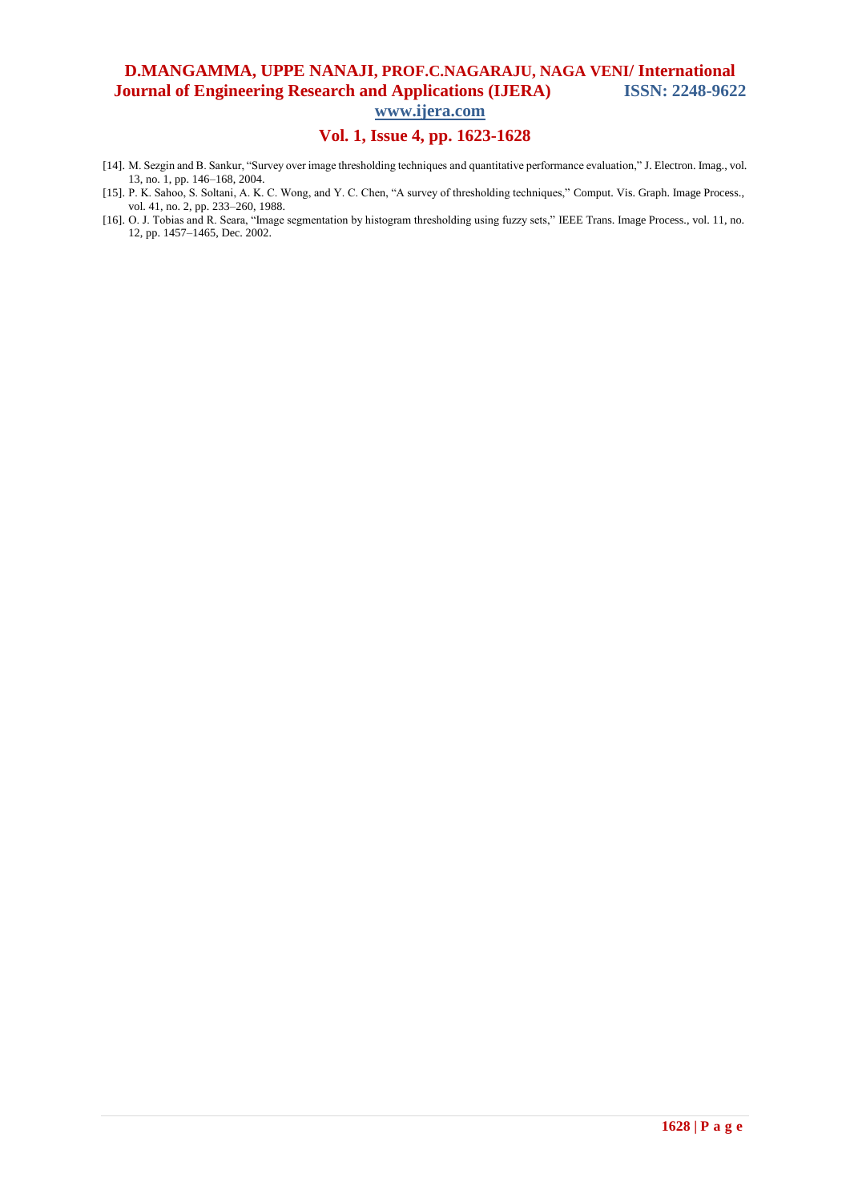[14]. M. Sezgin and B. Sankur, "Survey over image thresholding techniques and quantitative performance evaluation," J. Electron. Imag., vol. 13, no. 1, pp. 146–168, 2004.

[15]. P. K. Sahoo, S. Soltani, A. K. C. Wong, and Y. C. Chen, "A survey of thresholding techniques," Comput. Vis. Graph. Image Process., vol. 41, no. 2, pp. 233–260, 1988.

[16]. O. J. Tobias and R. Seara, "Image segmentation by histogram thresholding using fuzzy sets," IEEE Trans. Image Process., vol. 11, no. 12, pp. 1457–1465, Dec. 2002.